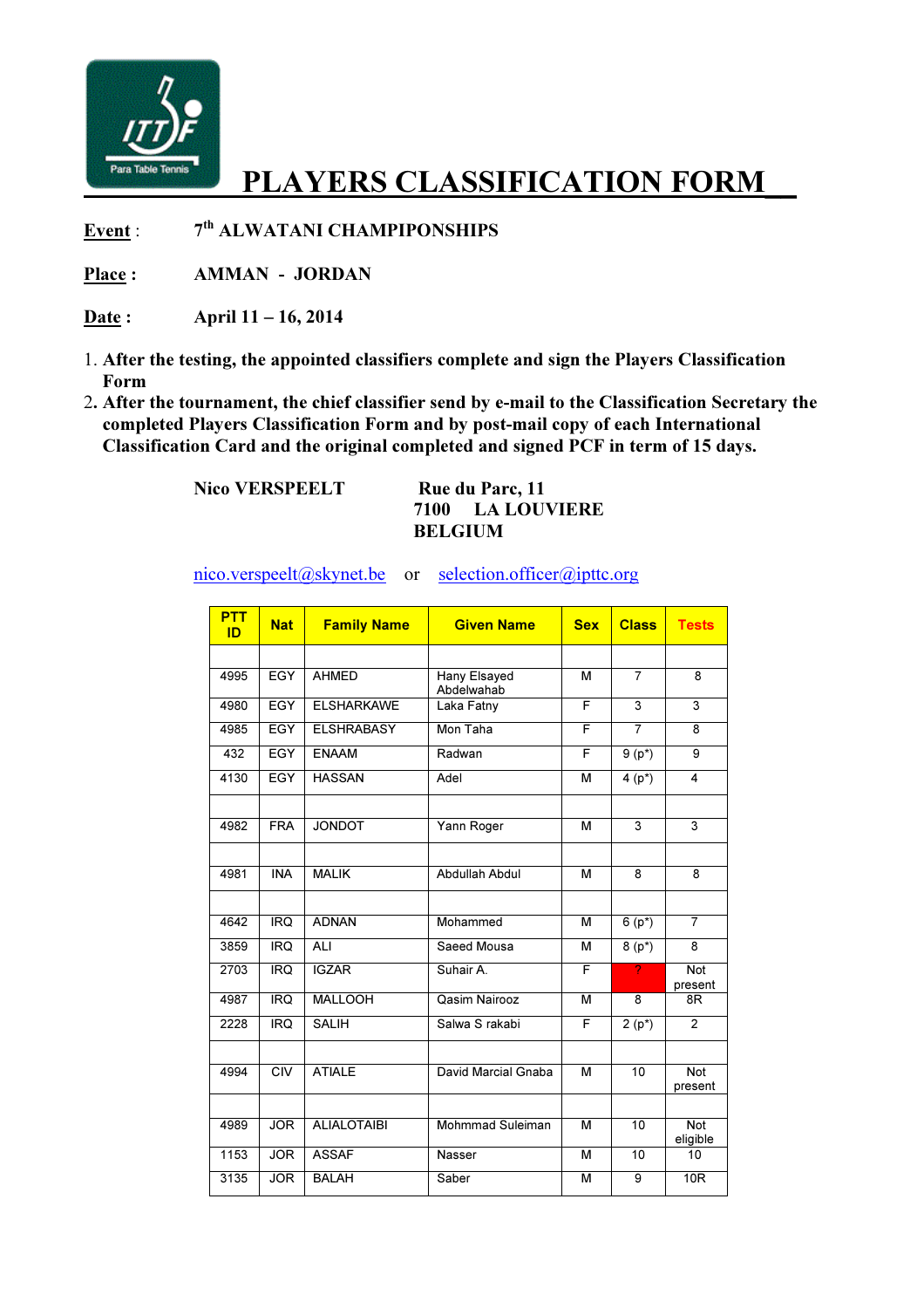# PLAYERS CLASSIFICATION FORM

**Event** : **7th ALWATANI CHAMPIPONSHIPS**

**Place :** **AMMAN - JORDAN**

**Date :** **April 11 – 16, 2014**

1. **After the testing, the appointed classifiers complete and sign the Players Classification Form**
2. **After the tournament, the chief classifier send by e-mail to the Classification Secretary the completed Players Classification Form and by post-mail copy of each International Classification Card and the original completed and signed PCF in term of 15 days.**

**Nico VERSPEELT** **Rue du Parc, 11**
**7100 LA LOUVIERE**
**BELGIUM**

nico.verspeelt@skynet.be or selection.officer@ipttc.org

| PTT ID | Nat | Family Name | Given Name | Sex | Class | Tests |
|---|---|---|---|---|---|---|
| | | | | | | |
| 4995 | EGY | AHMED | Hany Elsayed Abdelwahab | M | 7 | 8 |
| 4980 | EGY | ELSHARKAWE | Laka Fatny | F | 3 | 3 |
| 4985 | EGY | ELSHRABASY | Mon Taha | F | 7 | 8 |
| 432 | EGY | ENAAM | Radwan | F | 9 (p*) | 9 |
| 4130 | EGY | HASSAN | Adel | M | 4 (p*) | 4 |
| | | | | | | |
| 4982 | FRA | JONDOT | Yann Roger | M | 3 | 3 |
| | | | | | | |
| 4981 | INA | MALIK | Abdullah Abdul | M | 8 | 8 |
| | | | | | | |
| 4642 | IRQ | ADNAN | Mohammed | M | 6 (p*) | 7 |
| 3859 | IRQ | ALI | Saeed Mousa | M | 8 (p*) | 8 |
| 2703 | IRQ | IGZAR | Suhair A. | F | ? | Not present |
| 4987 | IRQ | MALLOOH | Qasim Nairooz | M | 8 | 8R |
| 2228 | IRQ | SALIH | Salwa S rakabi | F | 2 (p*) | 2 |
| | | | | | | |
| 4994 | CIV | ATIALE | David Marcial Gnaba | M | 10 | Not present |
| | | | | | | |
| 4989 | JOR | ALIALOTAIBI | Mohmmad Suleiman | M | 10 | Not eligible |
| 1153 | JOR | ASSAF | Nasser | M | 10 | 10 |
| 3135 | JOR | BALAH | Saber | M | 9 | 10R |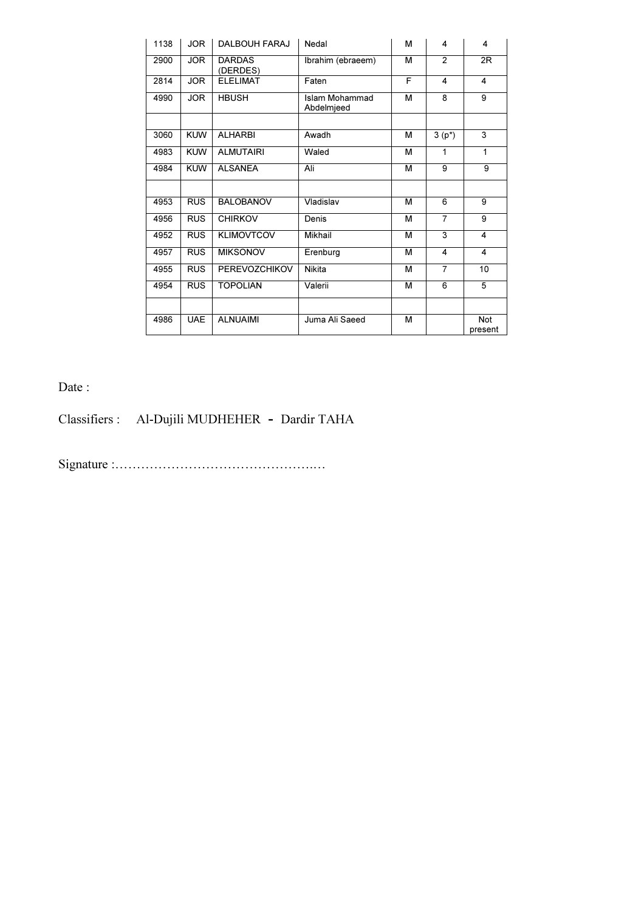| | | | | | | |
|---|---|---|---|---|---|---|
| 1138 | JOR | DALBOUH FARAJ | Nedal | M | 4 | 4 |
| 2900 | JOR | DARDAS (DERDES) | Ibrahim (ebraeem) | M | 2 | 2R |
| 2814 | JOR | ELELIMAT | Faten | F | 4 | 4 |
| 4990 | JOR | HBUSH | Islam Mohammad Abdelmjeed | M | 8 | 9 |
| | | | | | | |
| 3060 | KUW | ALHARBI | Awadh | M | 3 (p*) | 3 |
| 4983 | KUW | ALMUTAIRI | Waled | M | 1 | 1 |
| 4984 | KUW | ALSANEA | Ali | M | 9 | 9 |
| | | | | | | |
| 4953 | RUS | BALOBANOV | Vladislav | M | 6 | 9 |
| 4956 | RUS | CHIRKOV | Denis | M | 7 | 9 |
| 4952 | RUS | KLIMOVTCOV | Mikhail | M | 3 | 4 |
| 4957 | RUS | MIKSONOV | Erenburg | M | 4 | 4 |
| 4955 | RUS | PEREVOZCHIKOV | Nikita | M | 7 | 10 |
| 4954 | RUS | TOPOLIAN | Valerii | M | 6 | 5 |
| | | | | | | |
| 4986 | UAE | ALNUAIMI | Juma Ali Saeed | M | | Not present |

Date :

Classifiers : Al-Dujili MUDHEHER - Dardir TAHA

Signature :…………………………………….…